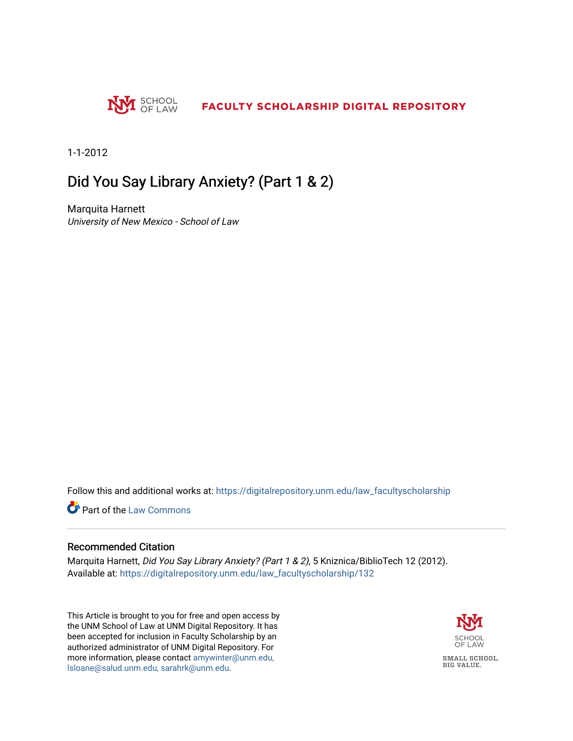SCHOOL OF LAW

FACULTY SCHOLARSHIP DIGITAL REPOSITORY

1-1-2012

# Did You Say Library Anxiety? (Part 1 & 2)

Marquita Harnett
*University of New Mexico - School of Law*

Follow this and additional works at: https://digitalrepository.unm.edu/law_facultyscholarship

Part of the Law Commons

## Recommended Citation

Marquita Harnett, *Did You Say Library Anxiety? (Part 1 & 2)*, 5 Kniznica/BiblioTech 12 (2012).
Available at: https://digitalrepository.unm.edu/law_facultyscholarship/132

This Article is brought to you for free and open access by the UNM School of Law at UNM Digital Repository. It has been accepted for inclusion in Faculty Scholarship by an authorized administrator of UNM Digital Repository. For more information, please contact amywinter@unm.edu, lsloane@salud.unm.edu, sarahrk@unm.edu.

SCHOOL OF LAW

SMALL SCHOOL. BIG VALUE.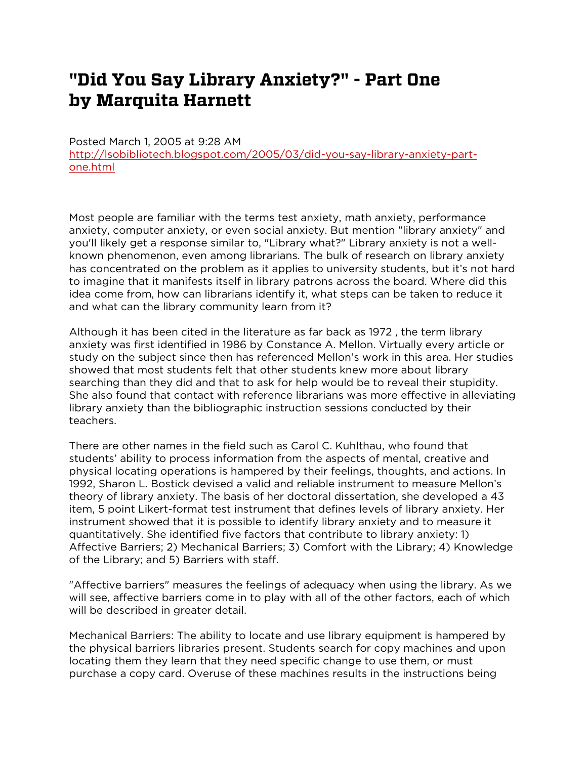# "Did You Say Library Anxiety?" - Part One by Marquita Harnett

Posted March 1, 2005 at 9:28 AM
http://lsobibliotech.blogspot.com/2005/03/did-you-say-library-anxiety-part-one.html

Most people are familiar with the terms test anxiety, math anxiety, performance anxiety, computer anxiety, or even social anxiety. But mention "library anxiety" and you'll likely get a response similar to, "Library what?" Library anxiety is not a well-known phenomenon, even among librarians. The bulk of research on library anxiety has concentrated on the problem as it applies to university students, but it's not hard to imagine that it manifests itself in library patrons across the board. Where did this idea come from, how can librarians identify it, what steps can be taken to reduce it and what can the library community learn from it?

Although it has been cited in the literature as far back as 1972 , the term library anxiety was first identified in 1986 by Constance A. Mellon. Virtually every article or study on the subject since then has referenced Mellon's work in this area. Her studies showed that most students felt that other students knew more about library searching than they did and that to ask for help would be to reveal their stupidity. She also found that contact with reference librarians was more effective in alleviating library anxiety than the bibliographic instruction sessions conducted by their teachers.

There are other names in the field such as Carol C. Kuhlthau, who found that students' ability to process information from the aspects of mental, creative and physical locating operations is hampered by their feelings, thoughts, and actions. In 1992, Sharon L. Bostick devised a valid and reliable instrument to measure Mellon's theory of library anxiety. The basis of her doctoral dissertation, she developed a 43 item, 5 point Likert-format test instrument that defines levels of library anxiety. Her instrument showed that it is possible to identify library anxiety and to measure it quantitatively. She identified five factors that contribute to library anxiety: 1) Affective Barriers; 2) Mechanical Barriers; 3) Comfort with the Library; 4) Knowledge of the Library; and 5) Barriers with staff.

"Affective barriers" measures the feelings of adequacy when using the library. As we will see, affective barriers come in to play with all of the other factors, each of which will be described in greater detail.

Mechanical Barriers: The ability to locate and use library equipment is hampered by the physical barriers libraries present. Students search for copy machines and upon locating them they learn that they need specific change to use them, or must purchase a copy card. Overuse of these machines results in the instructions being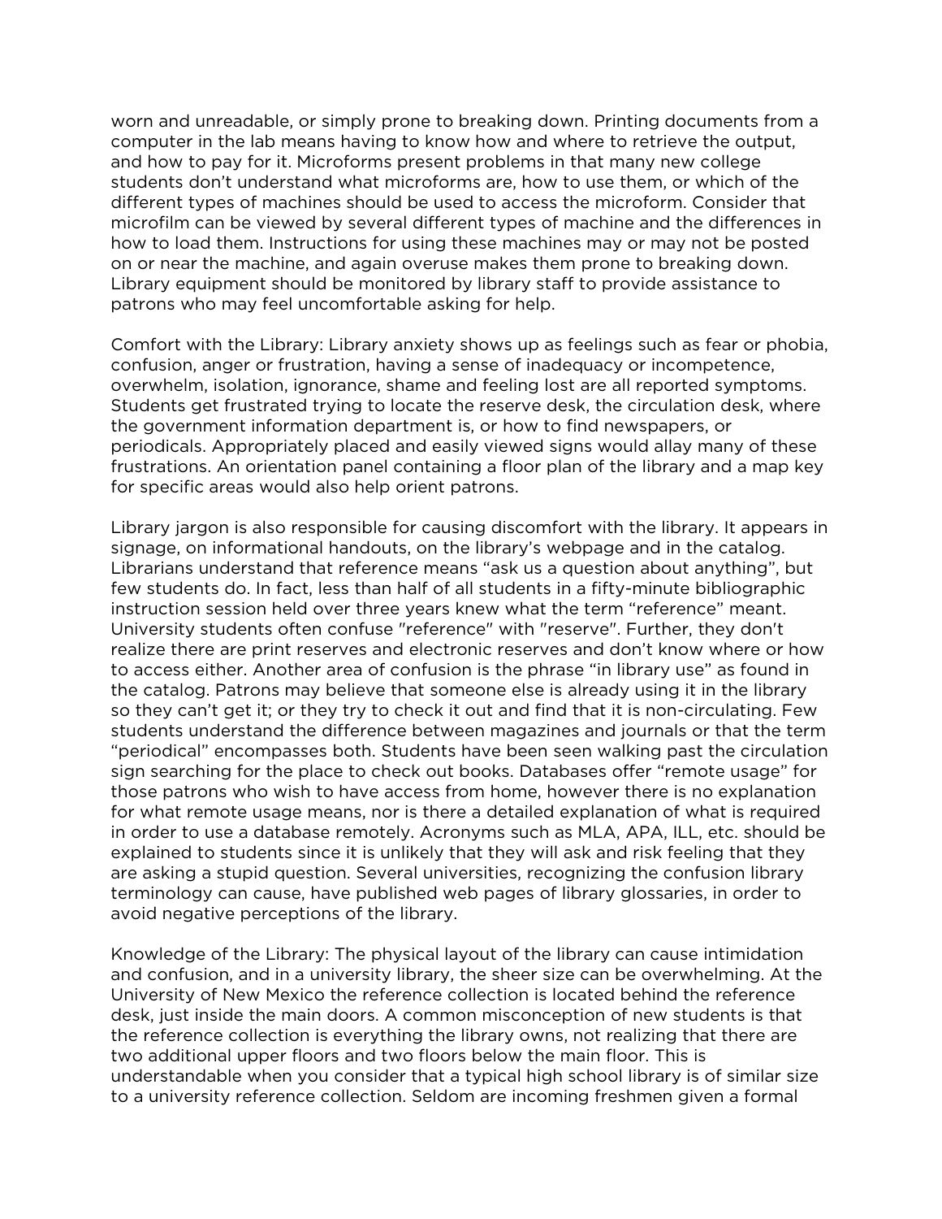worn and unreadable, or simply prone to breaking down. Printing documents from a computer in the lab means having to know how and where to retrieve the output, and how to pay for it. Microforms present problems in that many new college students don't understand what microforms are, how to use them, or which of the different types of machines should be used to access the microform. Consider that microfilm can be viewed by several different types of machine and the differences in how to load them. Instructions for using these machines may or may not be posted on or near the machine, and again overuse makes them prone to breaking down. Library equipment should be monitored by library staff to provide assistance to patrons who may feel uncomfortable asking for help.

Comfort with the Library: Library anxiety shows up as feelings such as fear or phobia, confusion, anger or frustration, having a sense of inadequacy or incompetence, overwhelm, isolation, ignorance, shame and feeling lost are all reported symptoms. Students get frustrated trying to locate the reserve desk, the circulation desk, where the government information department is, or how to find newspapers, or periodicals. Appropriately placed and easily viewed signs would allay many of these frustrations. An orientation panel containing a floor plan of the library and a map key for specific areas would also help orient patrons.

Library jargon is also responsible for causing discomfort with the library. It appears in signage, on informational handouts, on the library's webpage and in the catalog. Librarians understand that reference means "ask us a question about anything", but few students do. In fact, less than half of all students in a fifty-minute bibliographic instruction session held over three years knew what the term "reference" meant. University students often confuse "reference" with "reserve". Further, they don't realize there are print reserves and electronic reserves and don't know where or how to access either. Another area of confusion is the phrase "in library use" as found in the catalog. Patrons may believe that someone else is already using it in the library so they can't get it; or they try to check it out and find that it is non-circulating. Few students understand the difference between magazines and journals or that the term "periodical" encompasses both. Students have been seen walking past the circulation sign searching for the place to check out books. Databases offer "remote usage" for those patrons who wish to have access from home, however there is no explanation for what remote usage means, nor is there a detailed explanation of what is required in order to use a database remotely. Acronyms such as MLA, APA, ILL, etc. should be explained to students since it is unlikely that they will ask and risk feeling that they are asking a stupid question. Several universities, recognizing the confusion library terminology can cause, have published web pages of library glossaries, in order to avoid negative perceptions of the library.

Knowledge of the Library: The physical layout of the library can cause intimidation and confusion, and in a university library, the sheer size can be overwhelming. At the University of New Mexico the reference collection is located behind the reference desk, just inside the main doors. A common misconception of new students is that the reference collection is everything the library owns, not realizing that there are two additional upper floors and two floors below the main floor. This is understandable when you consider that a typical high school library is of similar size to a university reference collection. Seldom are incoming freshmen given a formal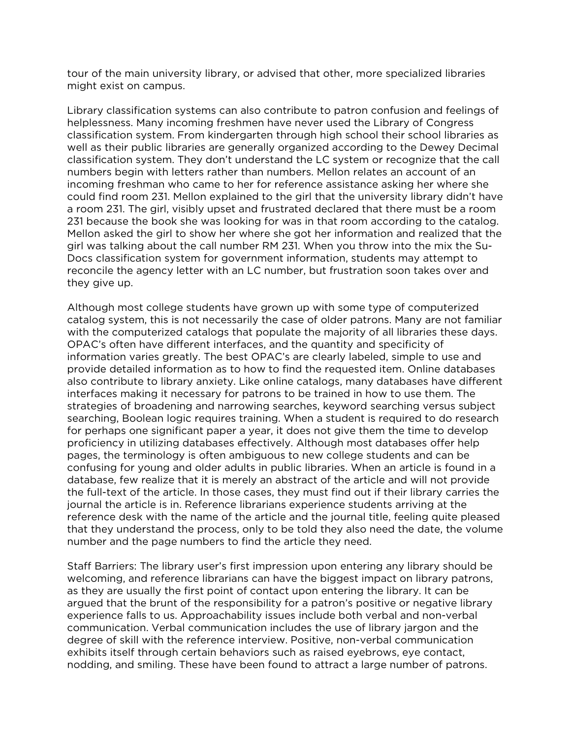tour of the main university library, or advised that other, more specialized libraries might exist on campus.

Library classification systems can also contribute to patron confusion and feelings of helplessness. Many incoming freshmen have never used the Library of Congress classification system. From kindergarten through high school their school libraries as well as their public libraries are generally organized according to the Dewey Decimal classification system. They don't understand the LC system or recognize that the call numbers begin with letters rather than numbers. Mellon relates an account of an incoming freshman who came to her for reference assistance asking her where she could find room 231. Mellon explained to the girl that the university library didn't have a room 231. The girl, visibly upset and frustrated declared that there must be a room 231 because the book she was looking for was in that room according to the catalog. Mellon asked the girl to show her where she got her information and realized that the girl was talking about the call number RM 231. When you throw into the mix the Su-Docs classification system for government information, students may attempt to reconcile the agency letter with an LC number, but frustration soon takes over and they give up.

Although most college students have grown up with some type of computerized catalog system, this is not necessarily the case of older patrons. Many are not familiar with the computerized catalogs that populate the majority of all libraries these days. OPAC's often have different interfaces, and the quantity and specificity of information varies greatly. The best OPAC's are clearly labeled, simple to use and provide detailed information as to how to find the requested item. Online databases also contribute to library anxiety. Like online catalogs, many databases have different interfaces making it necessary for patrons to be trained in how to use them. The strategies of broadening and narrowing searches, keyword searching versus subject searching, Boolean logic requires training. When a student is required to do research for perhaps one significant paper a year, it does not give them the time to develop proficiency in utilizing databases effectively. Although most databases offer help pages, the terminology is often ambiguous to new college students and can be confusing for young and older adults in public libraries. When an article is found in a database, few realize that it is merely an abstract of the article and will not provide the full-text of the article. In those cases, they must find out if their library carries the journal the article is in. Reference librarians experience students arriving at the reference desk with the name of the article and the journal title, feeling quite pleased that they understand the process, only to be told they also need the date, the volume number and the page numbers to find the article they need.

Staff Barriers: The library user's first impression upon entering any library should be welcoming, and reference librarians can have the biggest impact on library patrons, as they are usually the first point of contact upon entering the library. It can be argued that the brunt of the responsibility for a patron's positive or negative library experience falls to us. Approachability issues include both verbal and non-verbal communication. Verbal communication includes the use of library jargon and the degree of skill with the reference interview. Positive, non-verbal communication exhibits itself through certain behaviors such as raised eyebrows, eye contact, nodding, and smiling. These have been found to attract a large number of patrons.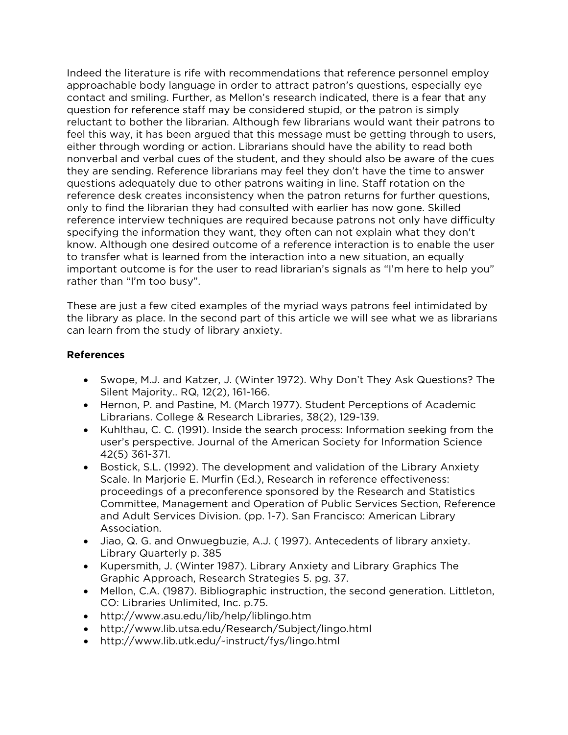Indeed the literature is rife with recommendations that reference personnel employ approachable body language in order to attract patron's questions, especially eye contact and smiling. Further, as Mellon's research indicated, there is a fear that any question for reference staff may be considered stupid, or the patron is simply reluctant to bother the librarian. Although few librarians would want their patrons to feel this way, it has been argued that this message must be getting through to users, either through wording or action. Librarians should have the ability to read both nonverbal and verbal cues of the student, and they should also be aware of the cues they are sending. Reference librarians may feel they don't have the time to answer questions adequately due to other patrons waiting in line. Staff rotation on the reference desk creates inconsistency when the patron returns for further questions, only to find the librarian they had consulted with earlier has now gone. Skilled reference interview techniques are required because patrons not only have difficulty specifying the information they want, they often can not explain what they don't know. Although one desired outcome of a reference interaction is to enable the user to transfer what is learned from the interaction into a new situation, an equally important outcome is for the user to read librarian's signals as "I'm here to help you" rather than "I'm too busy".

These are just a few cited examples of the myriad ways patrons feel intimidated by the library as place. In the second part of this article we will see what we as librarians can learn from the study of library anxiety.

**References**

- Swope, M.J. and Katzer, J. (Winter 1972). Why Don't They Ask Questions? The Silent Majority.. RQ, 12(2), 161-166.
- Hernon, P. and Pastine, M. (March 1977). Student Perceptions of Academic Librarians. College & Research Libraries, 38(2), 129-139.
- Kuhlthau, C. C. (1991). Inside the search process: Information seeking from the user's perspective. Journal of the American Society for Information Science 42(5) 361-371.
- Bostick, S.L. (1992). The development and validation of the Library Anxiety Scale. In Marjorie E. Murfin (Ed.), Research in reference effectiveness: proceedings of a preconference sponsored by the Research and Statistics Committee, Management and Operation of Public Services Section, Reference and Adult Services Division. (pp. 1-7). San Francisco: American Library Association.
- Jiao, Q. G. and Onwuegbuzie, A.J. ( 1997). Antecedents of library anxiety. Library Quarterly p. 385
- Kupersmith, J. (Winter 1987). Library Anxiety and Library Graphics The Graphic Approach, Research Strategies 5. pg. 37.
- Mellon, C.A. (1987). Bibliographic instruction, the second generation. Littleton, CO: Libraries Unlimited, Inc. p.75.
- http://www.asu.edu/lib/help/liblingo.htm
- http://www.lib.utsa.edu/Research/Subject/lingo.html
- http://www.lib.utk.edu/~instruct/fys/lingo.html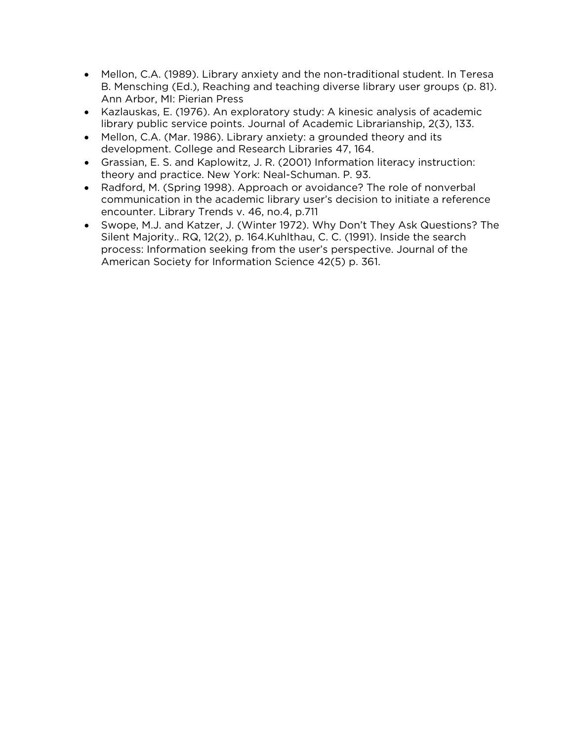- Mellon, C.A. (1989). Library anxiety and the non-traditional student. In Teresa B. Mensching (Ed.), Reaching and teaching diverse library user groups (p. 81). Ann Arbor, MI: Pierian Press
- Kazlauskas, E. (1976). An exploratory study: A kinesic analysis of academic library public service points. Journal of Academic Librarianship, 2(3), 133.
- Mellon, C.A. (Mar. 1986). Library anxiety: a grounded theory and its development. College and Research Libraries 47, 164.
- Grassian, E. S. and Kaplowitz, J. R. (2001) Information literacy instruction: theory and practice. New York: Neal-Schuman. P. 93.
- Radford, M. (Spring 1998). Approach or avoidance? The role of nonverbal communication in the academic library user's decision to initiate a reference encounter. Library Trends v. 46, no.4, p.711
- Swope, M.J. and Katzer, J. (Winter 1972). Why Don't They Ask Questions? The Silent Majority.. RQ, 12(2), p. 164.Kuhlthau, C. C. (1991). Inside the search process: Information seeking from the user's perspective. Journal of the American Society for Information Science 42(5) p. 361.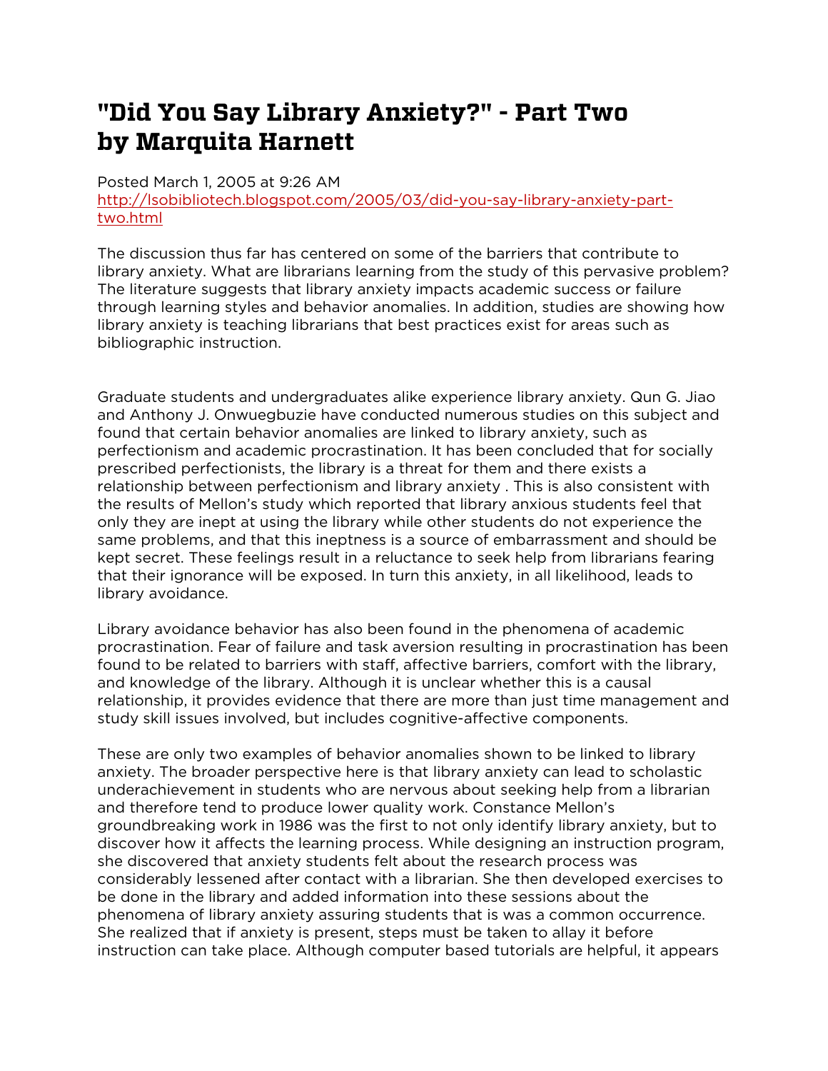# "Did You Say Library Anxiety?" - Part Two by Marquita Harnett

Posted March 1, 2005 at 9:26 AM
[http://lsobibliotech.blogspot.com/2005/03/did-you-say-library-anxiety-part-two.html](http://lsobibliotech.blogspot.com/2005/03/did-you-say-library-anxiety-part-two.html)

The discussion thus far has centered on some of the barriers that contribute to library anxiety. What are librarians learning from the study of this pervasive problem? The literature suggests that library anxiety impacts academic success or failure through learning styles and behavior anomalies. In addition, studies are showing how library anxiety is teaching librarians that best practices exist for areas such as bibliographic instruction.

Graduate students and undergraduates alike experience library anxiety. Qun G. Jiao and Anthony J. Onwuegbuzie have conducted numerous studies on this subject and found that certain behavior anomalies are linked to library anxiety, such as perfectionism and academic procrastination. It has been concluded that for socially prescribed perfectionists, the library is a threat for them and there exists a relationship between perfectionism and library anxiety . This is also consistent with the results of Mellon's study which reported that library anxious students feel that only they are inept at using the library while other students do not experience the same problems, and that this ineptness is a source of embarrassment and should be kept secret. These feelings result in a reluctance to seek help from librarians fearing that their ignorance will be exposed. In turn this anxiety, in all likelihood, leads to library avoidance.

Library avoidance behavior has also been found in the phenomena of academic procrastination. Fear of failure and task aversion resulting in procrastination has been found to be related to barriers with staff, affective barriers, comfort with the library, and knowledge of the library. Although it is unclear whether this is a causal relationship, it provides evidence that there are more than just time management and study skill issues involved, but includes cognitive-affective components.

These are only two examples of behavior anomalies shown to be linked to library anxiety. The broader perspective here is that library anxiety can lead to scholastic underachievement in students who are nervous about seeking help from a librarian and therefore tend to produce lower quality work. Constance Mellon's groundbreaking work in 1986 was the first to not only identify library anxiety, but to discover how it affects the learning process. While designing an instruction program, she discovered that anxiety students felt about the research process was considerably lessened after contact with a librarian. She then developed exercises to be done in the library and added information into these sessions about the phenomena of library anxiety assuring students that is was a common occurrence. She realized that if anxiety is present, steps must be taken to allay it before instruction can take place. Although computer based tutorials are helpful, it appears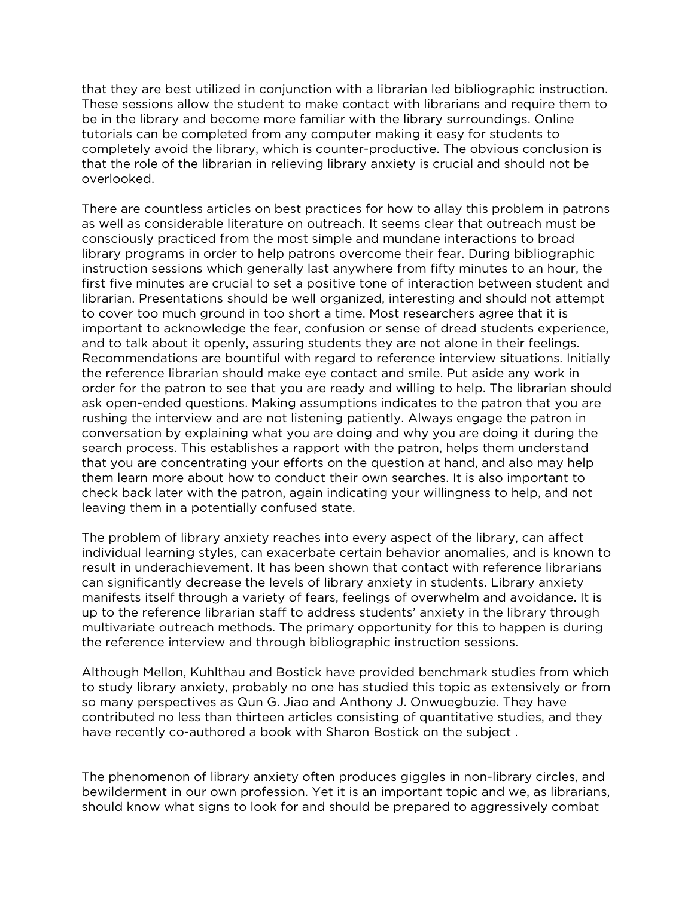that they are best utilized in conjunction with a librarian led bibliographic instruction. These sessions allow the student to make contact with librarians and require them to be in the library and become more familiar with the library surroundings. Online tutorials can be completed from any computer making it easy for students to completely avoid the library, which is counter-productive. The obvious conclusion is that the role of the librarian in relieving library anxiety is crucial and should not be overlooked.

There are countless articles on best practices for how to allay this problem in patrons as well as considerable literature on outreach. It seems clear that outreach must be consciously practiced from the most simple and mundane interactions to broad library programs in order to help patrons overcome their fear. During bibliographic instruction sessions which generally last anywhere from fifty minutes to an hour, the first five minutes are crucial to set a positive tone of interaction between student and librarian. Presentations should be well organized, interesting and should not attempt to cover too much ground in too short a time. Most researchers agree that it is important to acknowledge the fear, confusion or sense of dread students experience, and to talk about it openly, assuring students they are not alone in their feelings. Recommendations are bountiful with regard to reference interview situations. Initially the reference librarian should make eye contact and smile. Put aside any work in order for the patron to see that you are ready and willing to help. The librarian should ask open-ended questions. Making assumptions indicates to the patron that you are rushing the interview and are not listening patiently. Always engage the patron in conversation by explaining what you are doing and why you are doing it during the search process. This establishes a rapport with the patron, helps them understand that you are concentrating your efforts on the question at hand, and also may help them learn more about how to conduct their own searches. It is also important to check back later with the patron, again indicating your willingness to help, and not leaving them in a potentially confused state.

The problem of library anxiety reaches into every aspect of the library, can affect individual learning styles, can exacerbate certain behavior anomalies, and is known to result in underachievement. It has been shown that contact with reference librarians can significantly decrease the levels of library anxiety in students. Library anxiety manifests itself through a variety of fears, feelings of overwhelm and avoidance. It is up to the reference librarian staff to address students' anxiety in the library through multivariate outreach methods. The primary opportunity for this to happen is during the reference interview and through bibliographic instruction sessions.

Although Mellon, Kuhlthau and Bostick have provided benchmark studies from which to study library anxiety, probably no one has studied this topic as extensively or from so many perspectives as Qun G. Jiao and Anthony J. Onwuegbuzie. They have contributed no less than thirteen articles consisting of quantitative studies, and they have recently co-authored a book with Sharon Bostick on the subject .

The phenomenon of library anxiety often produces giggles in non-library circles, and bewilderment in our own profession. Yet it is an important topic and we, as librarians, should know what signs to look for and should be prepared to aggressively combat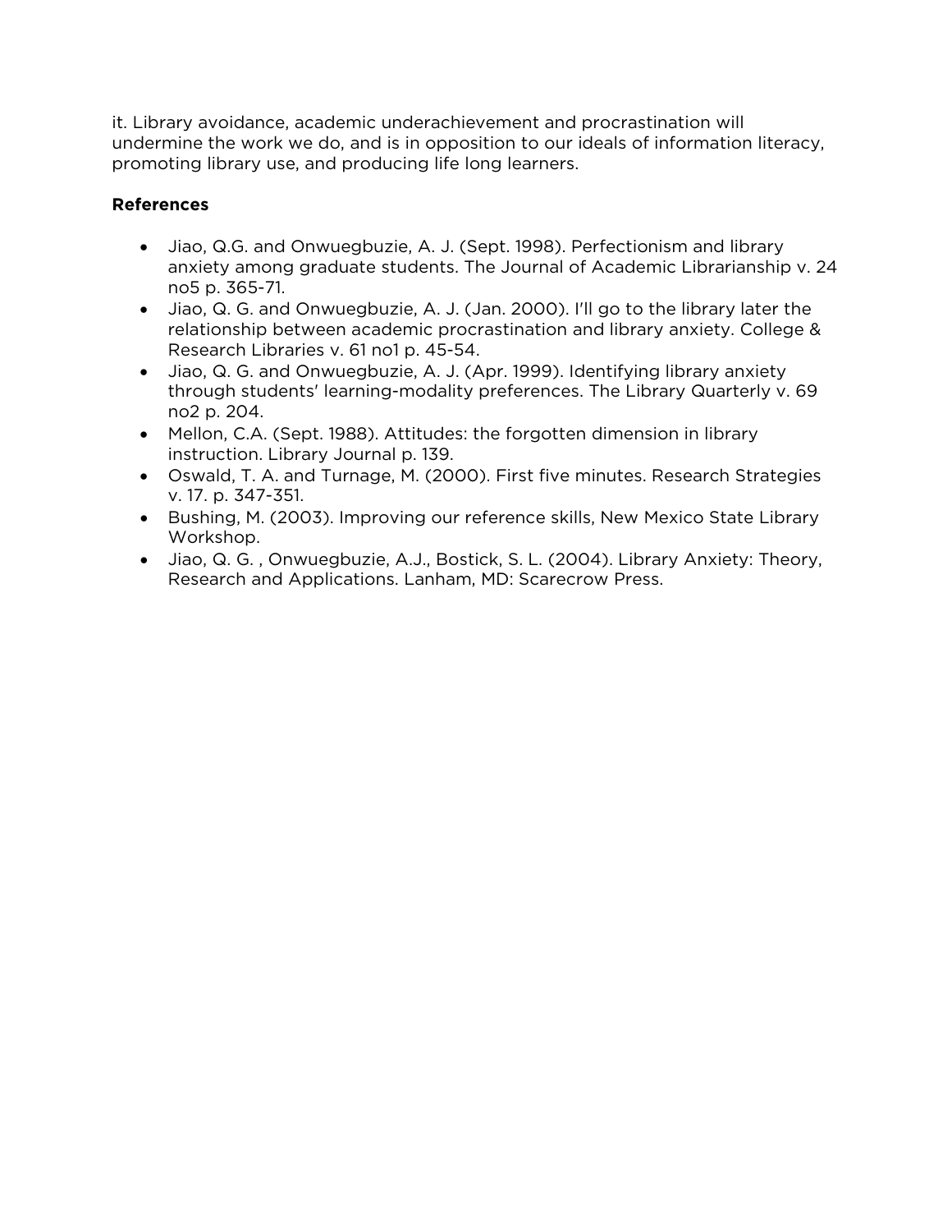it. Library avoidance, academic underachievement and procrastination will undermine the work we do, and is in opposition to our ideals of information literacy, promoting library use, and producing life long learners.

**References**

- Jiao, Q.G. and Onwuegbuzie, A. J. (Sept. 1998). Perfectionism and library anxiety among graduate students. The Journal of Academic Librarianship v. 24 no5 p. 365-71.
- Jiao, Q. G. and Onwuegbuzie, A. J. (Jan. 2000). I'll go to the library later the relationship between academic procrastination and library anxiety. College & Research Libraries v. 61 no1 p. 45-54.
- Jiao, Q. G. and Onwuegbuzie, A. J. (Apr. 1999). Identifying library anxiety through students' learning-modality preferences. The Library Quarterly v. 69 no2 p. 204.
- Mellon, C.A. (Sept. 1988). Attitudes: the forgotten dimension in library instruction. Library Journal p. 139.
- Oswald, T. A. and Turnage, M. (2000). First five minutes. Research Strategies v. 17. p. 347-351.
- Bushing, M. (2003). Improving our reference skills, New Mexico State Library Workshop.
- Jiao, Q. G. , Onwuegbuzie, A.J., Bostick, S. L. (2004). Library Anxiety: Theory, Research and Applications. Lanham, MD: Scarecrow Press.